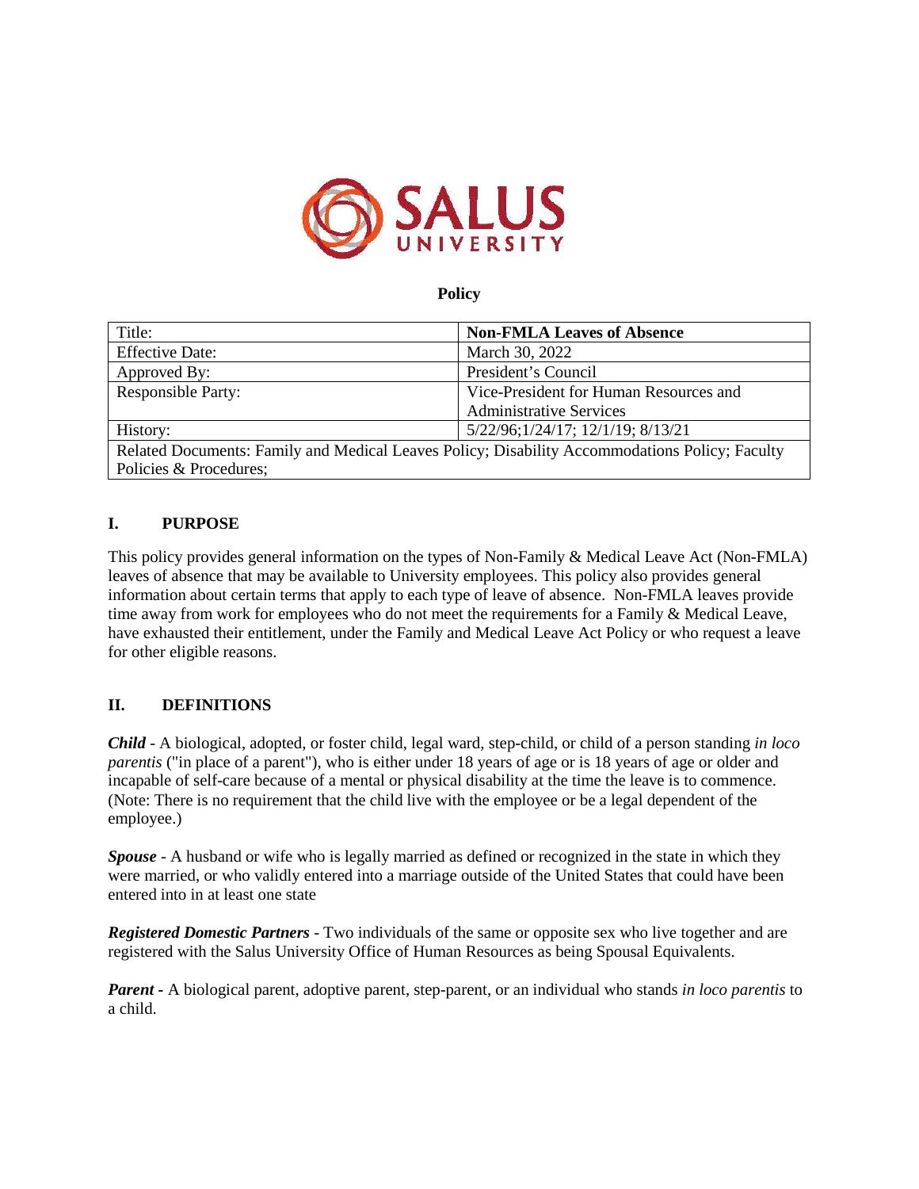SALUS UNIVERSITY

**Policy**

| | |
|---|---|
| Title: | **Non-FMLA Leaves of Absence** |
| Effective Date: | March 30, 2022 |
| Approved By: | President's Council |
| Responsible Party: | Vice-President for Human Resources and Administrative Services |
| History: | 5/22/96;1/24/17; 12/1/19; 8/13/21 |
| Related Documents: Family and Medical Leaves Policy; Disability Accommodations Policy; Faculty Policies & Procedures; | |

## I. PURPOSE

This policy provides general information on the types of Non-Family & Medical Leave Act (Non-FMLA) leaves of absence that may be available to University employees. This policy also provides general information about certain terms that apply to each type of leave of absence. Non-FMLA leaves provide time away from work for employees who do not meet the requirements for a Family & Medical Leave, have exhausted their entitlement, under the Family and Medical Leave Act Policy or who request a leave for other eligible reasons.

## II. DEFINITIONS

***Child*** - A biological, adopted, or foster child, legal ward, step-child, or child of a person standing *in loco parentis* ("in place of a parent"), who is either under 18 years of age or is 18 years of age or older and incapable of self-care because of a mental or physical disability at the time the leave is to commence. (Note: There is no requirement that the child live with the employee or be a legal dependent of the employee.)

***Spouse*** - A husband or wife who is legally married as defined or recognized in the state in which they were married, or who validly entered into a marriage outside of the United States that could have been entered into in at least one state

***Registered Domestic Partners*** - Two individuals of the same or opposite sex who live together and are registered with the Salus University Office of Human Resources as being Spousal Equivalents.

***Parent*** - A biological parent, adoptive parent, step-parent, or an individual who stands *in loco parentis* to a child.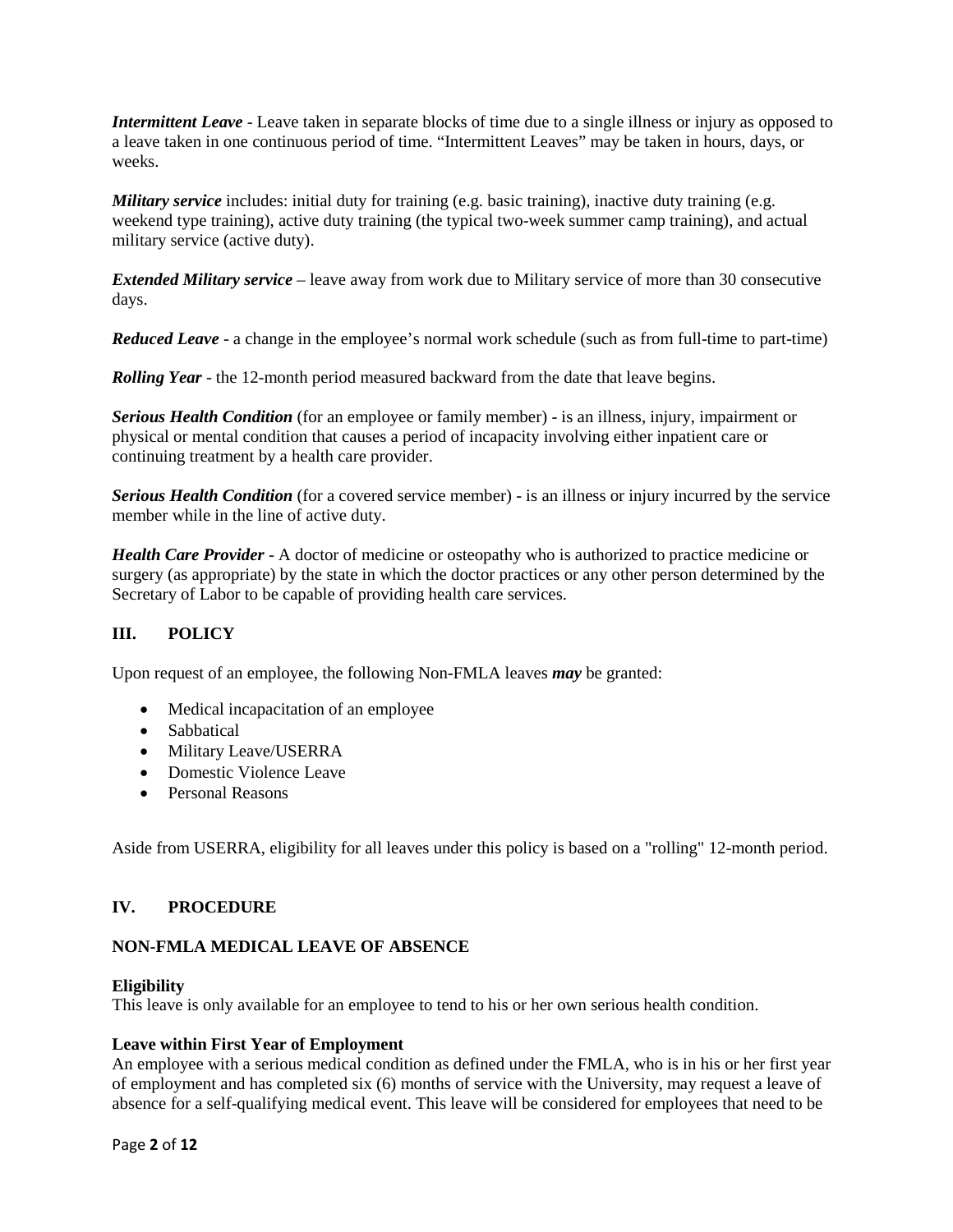***Intermittent Leave*** - Leave taken in separate blocks of time due to a single illness or injury as opposed to a leave taken in one continuous period of time. "Intermittent Leaves" may be taken in hours, days, or weeks.

***Military service*** includes: initial duty for training (e.g. basic training), inactive duty training (e.g. weekend type training), active duty training (the typical two-week summer camp training), and actual military service (active duty).

***Extended Military service*** – leave away from work due to Military service of more than 30 consecutive days.

***Reduced Leave*** - a change in the employee's normal work schedule (such as from full-time to part-time)

***Rolling Year*** - the 12-month period measured backward from the date that leave begins.

***Serious Health Condition*** (for an employee or family member) - is an illness, injury, impairment or physical or mental condition that causes a period of incapacity involving either inpatient care or continuing treatment by a health care provider.

***Serious Health Condition*** (for a covered service member) - is an illness or injury incurred by the service member while in the line of active duty.

***Health Care Provider*** - A doctor of medicine or osteopathy who is authorized to practice medicine or surgery (as appropriate) by the state in which the doctor practices or any other person determined by the Secretary of Labor to be capable of providing health care services.

## III. POLICY

Upon request of an employee, the following Non-FMLA leaves ***may*** be granted:

- Medical incapacitation of an employee
- Sabbatical
- Military Leave/USERRA
- Domestic Violence Leave
- Personal Reasons

Aside from USERRA, eligibility for all leaves under this policy is based on a "rolling" 12-month period.

## IV. PROCEDURE

### NON-FMLA MEDICAL LEAVE OF ABSENCE

**Eligibility**
This leave is only available for an employee to tend to his or her own serious health condition.

**Leave within First Year of Employment**
An employee with a serious medical condition as defined under the FMLA, who is in his or her first year of employment and has completed six (6) months of service with the University, may request a leave of absence for a self-qualifying medical event. This leave will be considered for employees that need to be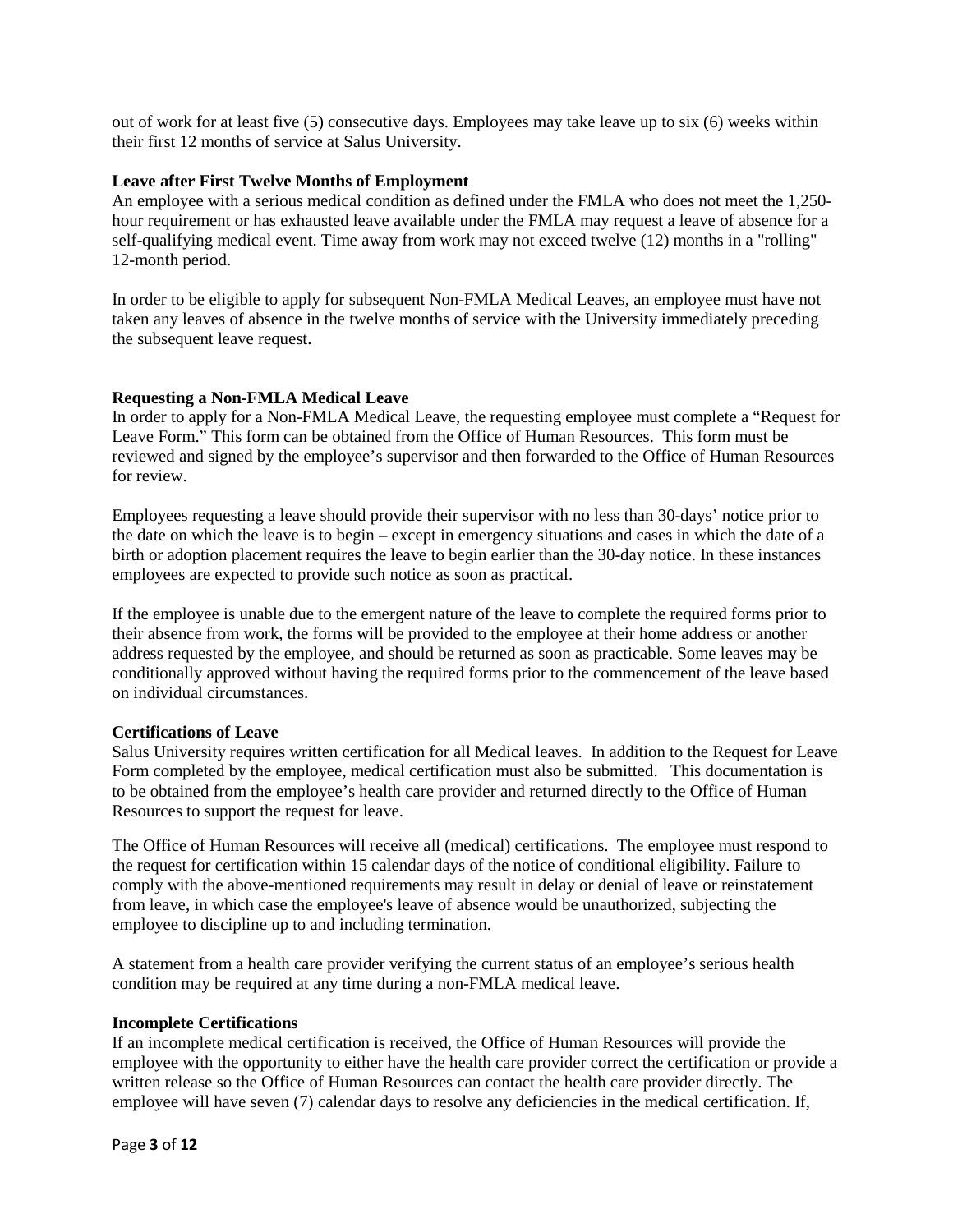out of work for at least five (5) consecutive days. Employees may take leave up to six (6) weeks within their first 12 months of service at Salus University.

**Leave after First Twelve Months of Employment**

An employee with a serious medical condition as defined under the FMLA who does not meet the 1,250-hour requirement or has exhausted leave available under the FMLA may request a leave of absence for a self-qualifying medical event. Time away from work may not exceed twelve (12) months in a "rolling" 12-month period.

In order to be eligible to apply for subsequent Non-FMLA Medical Leaves, an employee must have not taken any leaves of absence in the twelve months of service with the University immediately preceding the subsequent leave request.

**Requesting a Non-FMLA Medical Leave**

In order to apply for a Non-FMLA Medical Leave, the requesting employee must complete a "Request for Leave Form." This form can be obtained from the Office of Human Resources. This form must be reviewed and signed by the employee's supervisor and then forwarded to the Office of Human Resources for review.

Employees requesting a leave should provide their supervisor with no less than 30-days' notice prior to the date on which the leave is to begin – except in emergency situations and cases in which the date of a birth or adoption placement requires the leave to begin earlier than the 30-day notice. In these instances employees are expected to provide such notice as soon as practical.

If the employee is unable due to the emergent nature of the leave to complete the required forms prior to their absence from work, the forms will be provided to the employee at their home address or another address requested by the employee, and should be returned as soon as practicable. Some leaves may be conditionally approved without having the required forms prior to the commencement of the leave based on individual circumstances.

**Certifications of Leave**

Salus University requires written certification for all Medical leaves. In addition to the Request for Leave Form completed by the employee, medical certification must also be submitted. This documentation is to be obtained from the employee's health care provider and returned directly to the Office of Human Resources to support the request for leave.

The Office of Human Resources will receive all (medical) certifications. The employee must respond to the request for certification within 15 calendar days of the notice of conditional eligibility. Failure to comply with the above-mentioned requirements may result in delay or denial of leave or reinstatement from leave, in which case the employee's leave of absence would be unauthorized, subjecting the employee to discipline up to and including termination.

A statement from a health care provider verifying the current status of an employee's serious health condition may be required at any time during a non-FMLA medical leave.

**Incomplete Certifications**

If an incomplete medical certification is received, the Office of Human Resources will provide the employee with the opportunity to either have the health care provider correct the certification or provide a written release so the Office of Human Resources can contact the health care provider directly. The employee will have seven (7) calendar days to resolve any deficiencies in the medical certification. If,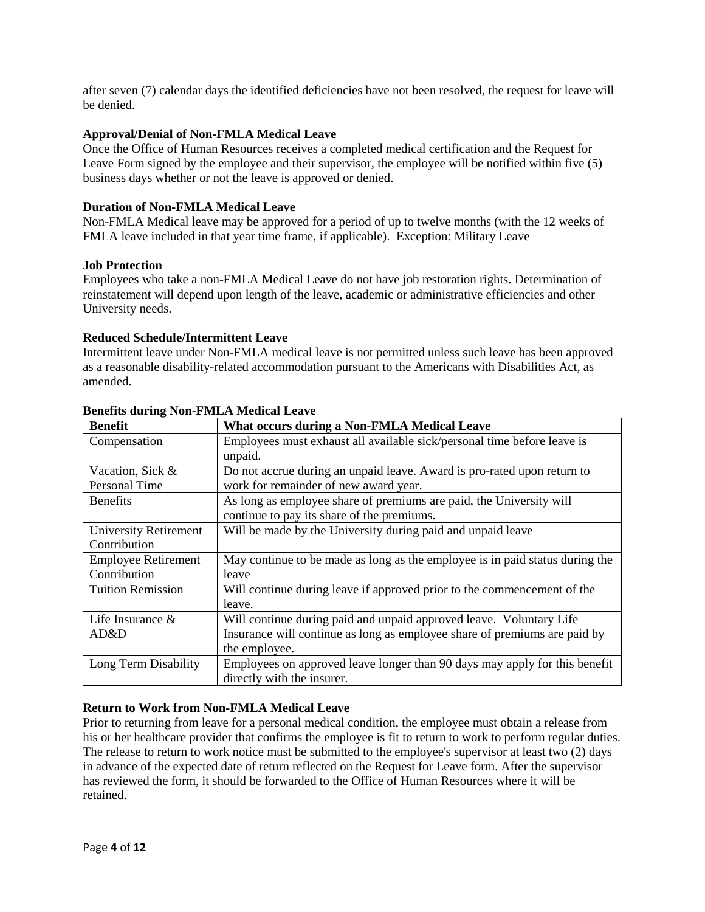after seven (7) calendar days the identified deficiencies have not been resolved, the request for leave will be denied.

**Approval/Denial of Non-FMLA Medical Leave**

Once the Office of Human Resources receives a completed medical certification and the Request for Leave Form signed by the employee and their supervisor, the employee will be notified within five (5) business days whether or not the leave is approved or denied.

**Duration of Non-FMLA Medical Leave**

Non-FMLA Medical leave may be approved for a period of up to twelve months (with the 12 weeks of FMLA leave included in that year time frame, if applicable). Exception: Military Leave

**Job Protection**

Employees who take a non-FMLA Medical Leave do not have job restoration rights. Determination of reinstatement will depend upon length of the leave, academic or administrative efficiencies and other University needs.

**Reduced Schedule/Intermittent Leave**

Intermittent leave under Non-FMLA medical leave is not permitted unless such leave has been approved as a reasonable disability-related accommodation pursuant to the Americans with Disabilities Act, as amended.

**Benefits during Non-FMLA Medical Leave**

| **Benefit** | **What occurs during a Non-FMLA Medical Leave** |
| --- | --- |
| Compensation | Employees must exhaust all available sick/personal time before leave is unpaid. |
| Vacation, Sick & Personal Time | Do not accrue during an unpaid leave. Award is pro-rated upon return to work for remainder of new award year. |
| Benefits | As long as employee share of premiums are paid, the University will continue to pay its share of the premiums. |
| University Retirement Contribution | Will be made by the University during paid and unpaid leave |
| Employee Retirement Contribution | May continue to be made as long as the employee is in paid status during the leave |
| Tuition Remission | Will continue during leave if approved prior to the commencement of the leave. |
| Life Insurance & AD&D | Will continue during paid and unpaid approved leave. Voluntary Life Insurance will continue as long as employee share of premiums are paid by the employee. |
| Long Term Disability | Employees on approved leave longer than 90 days may apply for this benefit directly with the insurer. |

**Return to Work from Non-FMLA Medical Leave**

Prior to returning from leave for a personal medical condition, the employee must obtain a release from his or her healthcare provider that confirms the employee is fit to return to work to perform regular duties. The release to return to work notice must be submitted to the employee's supervisor at least two (2) days in advance of the expected date of return reflected on the Request for Leave form. After the supervisor has reviewed the form, it should be forwarded to the Office of Human Resources where it will be retained.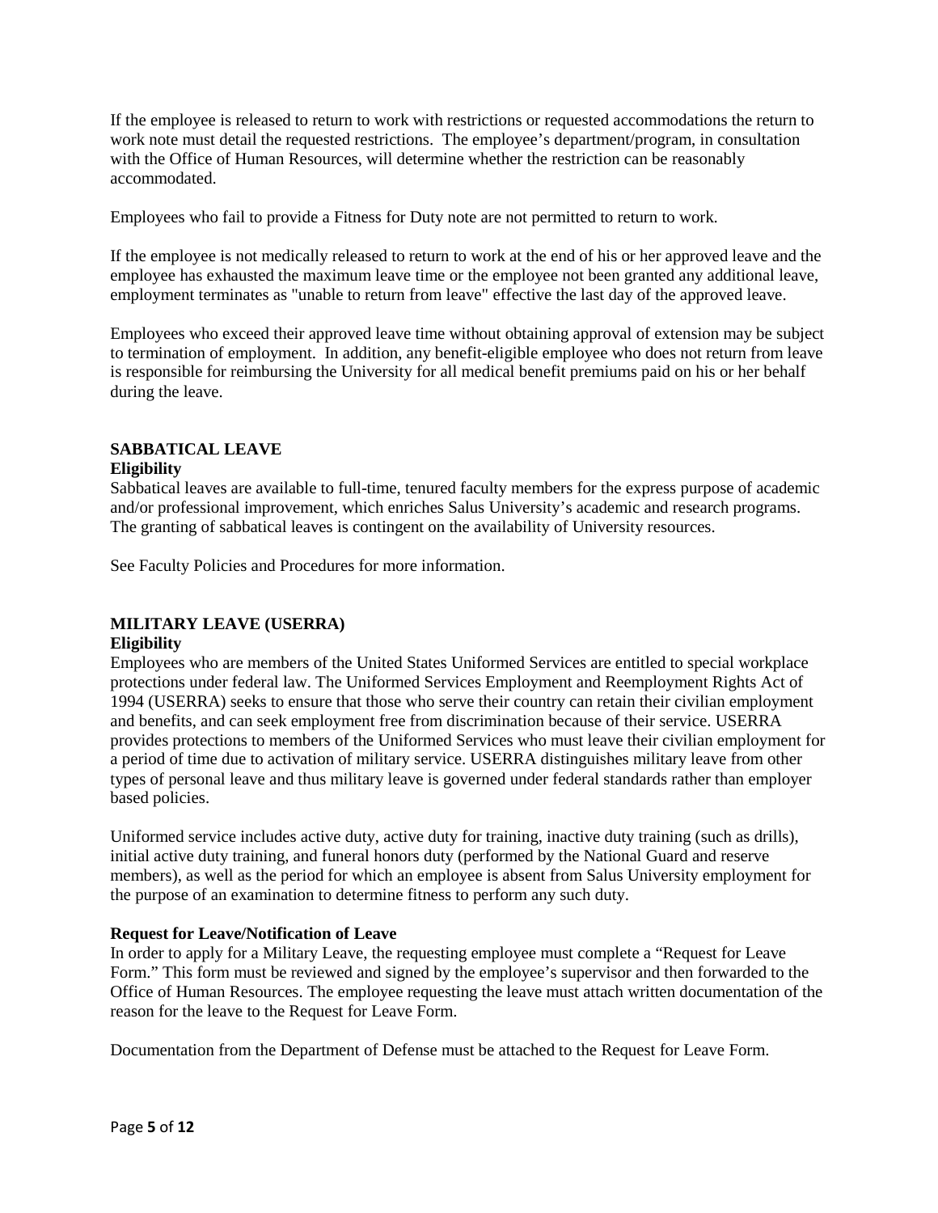If the employee is released to return to work with restrictions or requested accommodations the return to work note must detail the requested restrictions. The employee's department/program, in consultation with the Office of Human Resources, will determine whether the restriction can be reasonably accommodated.

Employees who fail to provide a Fitness for Duty note are not permitted to return to work.

If the employee is not medically released to return to work at the end of his or her approved leave and the employee has exhausted the maximum leave time or the employee not been granted any additional leave, employment terminates as "unable to return from leave" effective the last day of the approved leave.

Employees who exceed their approved leave time without obtaining approval of extension may be subject to termination of employment. In addition, any benefit-eligible employee who does not return from leave is responsible for reimbursing the University for all medical benefit premiums paid on his or her behalf during the leave.

## SABBATICAL LEAVE

**Eligibility**

Sabbatical leaves are available to full-time, tenured faculty members for the express purpose of academic and/or professional improvement, which enriches Salus University's academic and research programs. The granting of sabbatical leaves is contingent on the availability of University resources.

See Faculty Policies and Procedures for more information.

## MILITARY LEAVE (USERRA)

**Eligibility**

Employees who are members of the United States Uniformed Services are entitled to special workplace protections under federal law. The Uniformed Services Employment and Reemployment Rights Act of 1994 (USERRA) seeks to ensure that those who serve their country can retain their civilian employment and benefits, and can seek employment free from discrimination because of their service. USERRA provides protections to members of the Uniformed Services who must leave their civilian employment for a period of time due to activation of military service. USERRA distinguishes military leave from other types of personal leave and thus military leave is governed under federal standards rather than employer based policies.

Uniformed service includes active duty, active duty for training, inactive duty training (such as drills), initial active duty training, and funeral honors duty (performed by the National Guard and reserve members), as well as the period for which an employee is absent from Salus University employment for the purpose of an examination to determine fitness to perform any such duty.

**Request for Leave/Notification of Leave**

In order to apply for a Military Leave, the requesting employee must complete a "Request for Leave Form." This form must be reviewed and signed by the employee's supervisor and then forwarded to the Office of Human Resources. The employee requesting the leave must attach written documentation of the reason for the leave to the Request for Leave Form.

Documentation from the Department of Defense must be attached to the Request for Leave Form.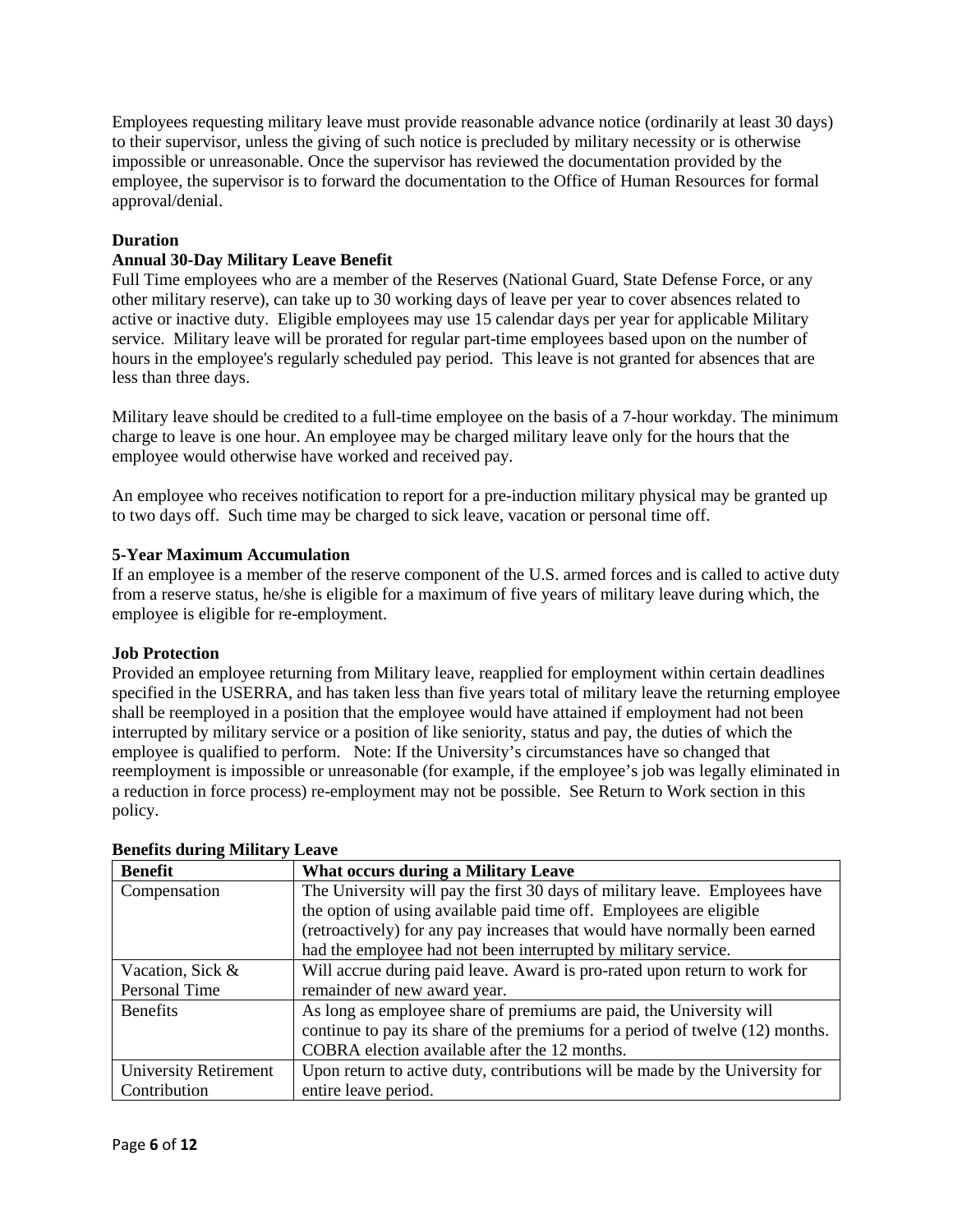Employees requesting military leave must provide reasonable advance notice (ordinarily at least 30 days) to their supervisor, unless the giving of such notice is precluded by military necessity or is otherwise impossible or unreasonable. Once the supervisor has reviewed the documentation provided by the employee, the supervisor is to forward the documentation to the Office of Human Resources for formal approval/denial.

**Duration**

**Annual 30-Day Military Leave Benefit**

Full Time employees who are a member of the Reserves (National Guard, State Defense Force, or any other military reserve), can take up to 30 working days of leave per year to cover absences related to active or inactive duty. Eligible employees may use 15 calendar days per year for applicable Military service. Military leave will be prorated for regular part-time employees based upon on the number of hours in the employee's regularly scheduled pay period. This leave is not granted for absences that are less than three days.

Military leave should be credited to a full-time employee on the basis of a 7-hour workday. The minimum charge to leave is one hour. An employee may be charged military leave only for the hours that the employee would otherwise have worked and received pay.

An employee who receives notification to report for a pre-induction military physical may be granted up to two days off. Such time may be charged to sick leave, vacation or personal time off.

**5-Year Maximum Accumulation**

If an employee is a member of the reserve component of the U.S. armed forces and is called to active duty from a reserve status, he/she is eligible for a maximum of five years of military leave during which, the employee is eligible for re-employment.

**Job Protection**

Provided an employee returning from Military leave, reapplied for employment within certain deadlines specified in the USERRA, and has taken less than five years total of military leave the returning employee shall be reemployed in a position that the employee would have attained if employment had not been interrupted by military service or a position of like seniority, status and pay, the duties of which the employee is qualified to perform. Note: If the University's circumstances have so changed that reemployment is impossible or unreasonable (for example, if the employee's job was legally eliminated in a reduction in force process) re-employment may not be possible. See Return to Work section in this policy.

**Benefits during Military Leave**

| Benefit | What occurs during a Military Leave |
|---|---|
| Compensation | The University will pay the first 30 days of military leave. Employees have the option of using available paid time off. Employees are eligible (retroactively) for any pay increases that would have normally been earned had the employee had not been interrupted by military service. |
| Vacation, Sick & Personal Time | Will accrue during paid leave. Award is pro-rated upon return to work for remainder of new award year. |
| Benefits | As long as employee share of premiums are paid, the University will continue to pay its share of the premiums for a period of twelve (12) months. COBRA election available after the 12 months. |
| University Retirement Contribution | Upon return to active duty, contributions will be made by the University for entire leave period. |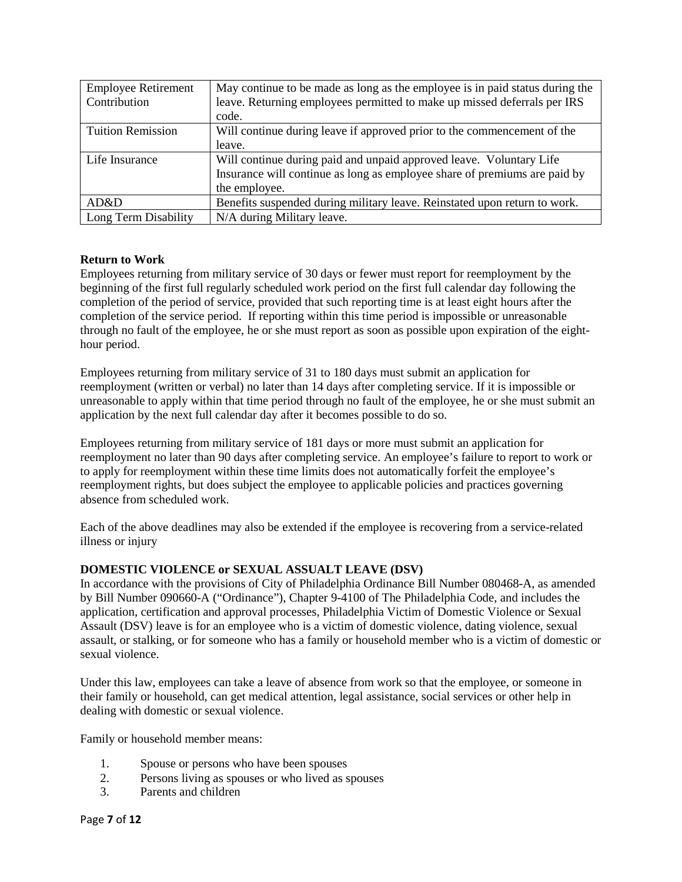| | |
|---|---|
| Employee Retirement Contribution | May continue to be made as long as the employee is in paid status during the leave. Returning employees permitted to make up missed deferrals per IRS code. |
| Tuition Remission | Will continue during leave if approved prior to the commencement of the leave. |
| Life Insurance | Will continue during paid and unpaid approved leave. Voluntary Life Insurance will continue as long as employee share of premiums are paid by the employee. |
| AD&D | Benefits suspended during military leave. Reinstated upon return to work. |
| Long Term Disability | N/A during Military leave. |

**Return to Work**

Employees returning from military service of 30 days or fewer must report for reemployment by the beginning of the first full regularly scheduled work period on the first full calendar day following the completion of the period of service, provided that such reporting time is at least eight hours after the completion of the service period. If reporting within this time period is impossible or unreasonable through no fault of the employee, he or she must report as soon as possible upon expiration of the eight-hour period.

Employees returning from military service of 31 to 180 days must submit an application for reemployment (written or verbal) no later than 14 days after completing service. If it is impossible or unreasonable to apply within that time period through no fault of the employee, he or she must submit an application by the next full calendar day after it becomes possible to do so.

Employees returning from military service of 181 days or more must submit an application for reemployment no later than 90 days after completing service. An employee's failure to report to work or to apply for reemployment within these time limits does not automatically forfeit the employee's reemployment rights, but does subject the employee to applicable policies and practices governing absence from scheduled work.

Each of the above deadlines may also be extended if the employee is recovering from a service-related illness or injury

**DOMESTIC VIOLENCE or SEXUAL ASSUALT LEAVE (DSV)**

In accordance with the provisions of City of Philadelphia Ordinance Bill Number 080468-A, as amended by Bill Number 090660-A ("Ordinance"), Chapter 9-4100 of The Philadelphia Code, and includes the application, certification and approval processes, Philadelphia Victim of Domestic Violence or Sexual Assault (DSV) leave is for an employee who is a victim of domestic violence, dating violence, sexual assault, or stalking, or for someone who has a family or household member who is a victim of domestic or sexual violence.

Under this law, employees can take a leave of absence from work so that the employee, or someone in their family or household, can get medical attention, legal assistance, social services or other help in dealing with domestic or sexual violence.

Family or household member means:

1. Spouse or persons who have been spouses
2. Persons living as spouses or who lived as spouses
3. Parents and children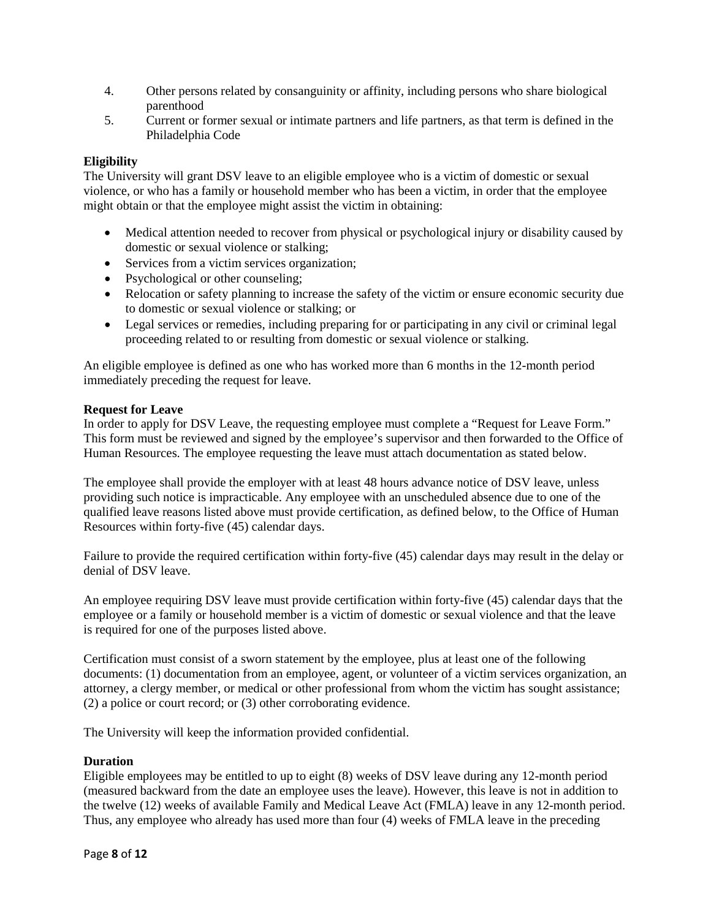4. Other persons related by consanguinity or affinity, including persons who share biological parenthood
5. Current or former sexual or intimate partners and life partners, as that term is defined in the Philadelphia Code

**Eligibility**

The University will grant DSV leave to an eligible employee who is a victim of domestic or sexual violence, or who has a family or household member who has been a victim, in order that the employee might obtain or that the employee might assist the victim in obtaining:

- Medical attention needed to recover from physical or psychological injury or disability caused by domestic or sexual violence or stalking;
- Services from a victim services organization;
- Psychological or other counseling;
- Relocation or safety planning to increase the safety of the victim or ensure economic security due to domestic or sexual violence or stalking; or
- Legal services or remedies, including preparing for or participating in any civil or criminal legal proceeding related to or resulting from domestic or sexual violence or stalking.

An eligible employee is defined as one who has worked more than 6 months in the 12-month period immediately preceding the request for leave.

**Request for Leave**

In order to apply for DSV Leave, the requesting employee must complete a "Request for Leave Form." This form must be reviewed and signed by the employee's supervisor and then forwarded to the Office of Human Resources. The employee requesting the leave must attach documentation as stated below.

The employee shall provide the employer with at least 48 hours advance notice of DSV leave, unless providing such notice is impracticable. Any employee with an unscheduled absence due to one of the qualified leave reasons listed above must provide certification, as defined below, to the Office of Human Resources within forty-five (45) calendar days.

Failure to provide the required certification within forty-five (45) calendar days may result in the delay or denial of DSV leave.

An employee requiring DSV leave must provide certification within forty-five (45) calendar days that the employee or a family or household member is a victim of domestic or sexual violence and that the leave is required for one of the purposes listed above.

Certification must consist of a sworn statement by the employee, plus at least one of the following documents: (1) documentation from an employee, agent, or volunteer of a victim services organization, an attorney, a clergy member, or medical or other professional from whom the victim has sought assistance; (2) a police or court record; or (3) other corroborating evidence.

The University will keep the information provided confidential.

**Duration**

Eligible employees may be entitled to up to eight (8) weeks of DSV leave during any 12-month period (measured backward from the date an employee uses the leave). However, this leave is not in addition to the twelve (12) weeks of available Family and Medical Leave Act (FMLA) leave in any 12-month period. Thus, any employee who already has used more than four (4) weeks of FMLA leave in the preceding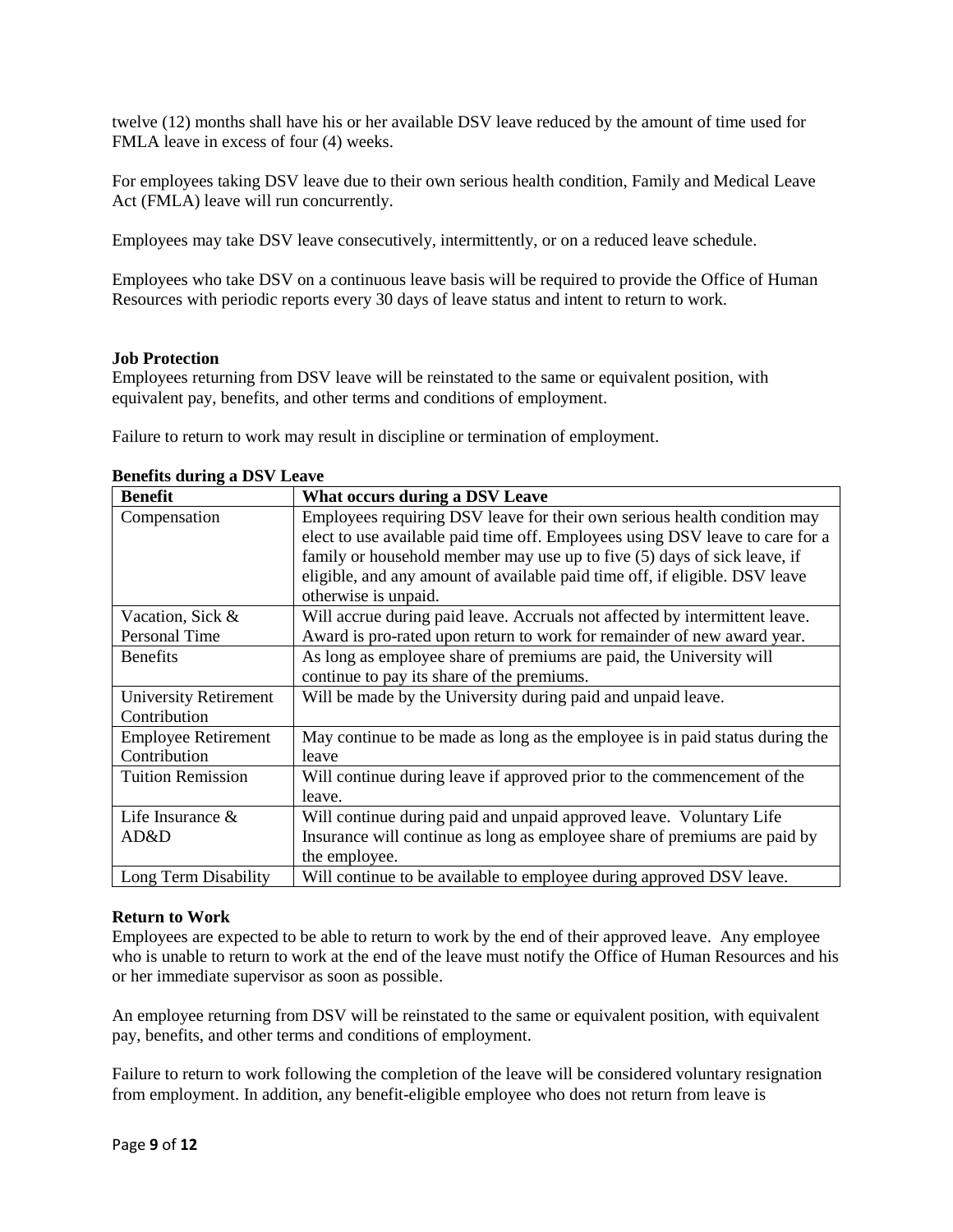twelve (12) months shall have his or her available DSV leave reduced by the amount of time used for FMLA leave in excess of four (4) weeks.

For employees taking DSV leave due to their own serious health condition, Family and Medical Leave Act (FMLA) leave will run concurrently.

Employees may take DSV leave consecutively, intermittently, or on a reduced leave schedule.

Employees who take DSV on a continuous leave basis will be required to provide the Office of Human Resources with periodic reports every 30 days of leave status and intent to return to work.

**Job Protection**

Employees returning from DSV leave will be reinstated to the same or equivalent position, with equivalent pay, benefits, and other terms and conditions of employment.

Failure to return to work may result in discipline or termination of employment.

**Benefits during a DSV Leave**

| **Benefit** | **What occurs during a DSV Leave** |
|---|---|
| Compensation | Employees requiring DSV leave for their own serious health condition may elect to use available paid time off. Employees using DSV leave to care for a family or household member may use up to five (5) days of sick leave, if eligible, and any amount of available paid time off, if eligible. DSV leave otherwise is unpaid. |
| Vacation, Sick & Personal Time | Will accrue during paid leave. Accruals not affected by intermittent leave. Award is pro-rated upon return to work for remainder of new award year. |
| Benefits | As long as employee share of premiums are paid, the University will continue to pay its share of the premiums. |
| University Retirement Contribution | Will be made by the University during paid and unpaid leave. |
| Employee Retirement Contribution | May continue to be made as long as the employee is in paid status during the leave |
| Tuition Remission | Will continue during leave if approved prior to the commencement of the leave. |
| Life Insurance & AD&D | Will continue during paid and unpaid approved leave. Voluntary Life Insurance will continue as long as employee share of premiums are paid by the employee. |
| Long Term Disability | Will continue to be available to employee during approved DSV leave. |

**Return to Work**

Employees are expected to be able to return to work by the end of their approved leave. Any employee who is unable to return to work at the end of the leave must notify the Office of Human Resources and his or her immediate supervisor as soon as possible.

An employee returning from DSV will be reinstated to the same or equivalent position, with equivalent pay, benefits, and other terms and conditions of employment.

Failure to return to work following the completion of the leave will be considered voluntary resignation from employment. In addition, any benefit-eligible employee who does not return from leave is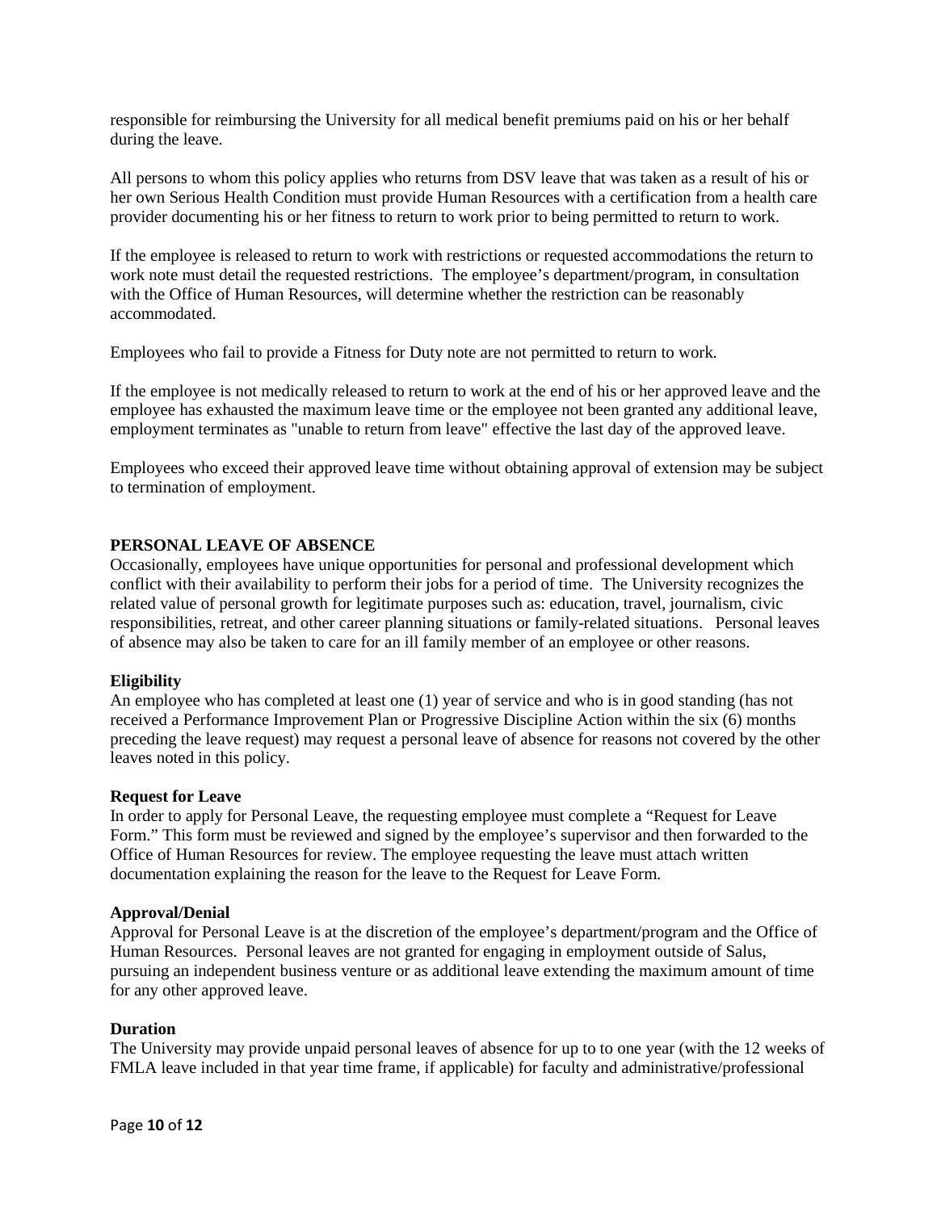responsible for reimbursing the University for all medical benefit premiums paid on his or her behalf during the leave.

All persons to whom this policy applies who returns from DSV leave that was taken as a result of his or her own Serious Health Condition must provide Human Resources with a certification from a health care provider documenting his or her fitness to return to work prior to being permitted to return to work.

If the employee is released to return to work with restrictions or requested accommodations the return to work note must detail the requested restrictions. The employee's department/program, in consultation with the Office of Human Resources, will determine whether the restriction can be reasonably accommodated.

Employees who fail to provide a Fitness for Duty note are not permitted to return to work.

If the employee is not medically released to return to work at the end of his or her approved leave and the employee has exhausted the maximum leave time or the employee not been granted any additional leave, employment terminates as "unable to return from leave" effective the last day of the approved leave.

Employees who exceed their approved leave time without obtaining approval of extension may be subject to termination of employment.

## PERSONAL LEAVE OF ABSENCE

Occasionally, employees have unique opportunities for personal and professional development which conflict with their availability to perform their jobs for a period of time. The University recognizes the related value of personal growth for legitimate purposes such as: education, travel, journalism, civic responsibilities, retreat, and other career planning situations or family-related situations. Personal leaves of absence may also be taken to care for an ill family member of an employee or other reasons.

### Eligibility

An employee who has completed at least one (1) year of service and who is in good standing (has not received a Performance Improvement Plan or Progressive Discipline Action within the six (6) months preceding the leave request) may request a personal leave of absence for reasons not covered by the other leaves noted in this policy.

### Request for Leave

In order to apply for Personal Leave, the requesting employee must complete a "Request for Leave Form." This form must be reviewed and signed by the employee's supervisor and then forwarded to the Office of Human Resources for review. The employee requesting the leave must attach written documentation explaining the reason for the leave to the Request for Leave Form.

### Approval/Denial

Approval for Personal Leave is at the discretion of the employee's department/program and the Office of Human Resources. Personal leaves are not granted for engaging in employment outside of Salus, pursuing an independent business venture or as additional leave extending the maximum amount of time for any other approved leave.

### Duration

The University may provide unpaid personal leaves of absence for up to to one year (with the 12 weeks of FMLA leave included in that year time frame, if applicable) for faculty and administrative/professional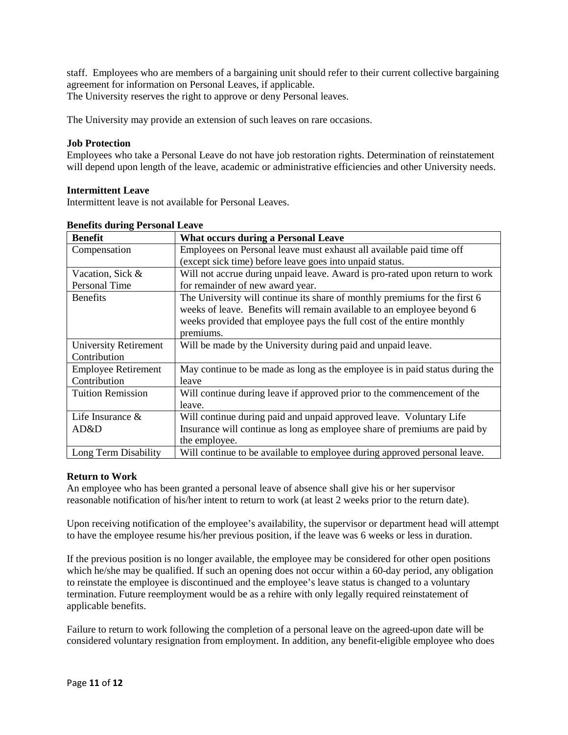staff. Employees who are members of a bargaining unit should refer to their current collective bargaining agreement for information on Personal Leaves, if applicable.
The University reserves the right to approve or deny Personal leaves.

The University may provide an extension of such leaves on rare occasions.

**Job Protection**
Employees who take a Personal Leave do not have job restoration rights. Determination of reinstatement will depend upon length of the leave, academic or administrative efficiencies and other University needs.

**Intermittent Leave**
Intermittent leave is not available for Personal Leaves.

**Benefits during Personal Leave**

| Benefit | What occurs during a Personal Leave |
|---|---|
| Compensation | Employees on Personal leave must exhaust all available paid time off (except sick time) before leave goes into unpaid status. |
| Vacation, Sick & Personal Time | Will not accrue during unpaid leave. Award is pro-rated upon return to work for remainder of new award year. |
| Benefits | The University will continue its share of monthly premiums for the first 6 weeks of leave. Benefits will remain available to an employee beyond 6 weeks provided that employee pays the full cost of the entire monthly premiums. |
| University Retirement Contribution | Will be made by the University during paid and unpaid leave. |
| Employee Retirement Contribution | May continue to be made as long as the employee is in paid status during the leave |
| Tuition Remission | Will continue during leave if approved prior to the commencement of the leave. |
| Life Insurance & AD&D | Will continue during paid and unpaid approved leave. Voluntary Life Insurance will continue as long as employee share of premiums are paid by the employee. |
| Long Term Disability | Will continue to be available to employee during approved personal leave. |

**Return to Work**
An employee who has been granted a personal leave of absence shall give his or her supervisor reasonable notification of his/her intent to return to work (at least 2 weeks prior to the return date).

Upon receiving notification of the employee's availability, the supervisor or department head will attempt to have the employee resume his/her previous position, if the leave was 6 weeks or less in duration.

If the previous position is no longer available, the employee may be considered for other open positions which he/she may be qualified. If such an opening does not occur within a 60-day period, any obligation to reinstate the employee is discontinued and the employee's leave status is changed to a voluntary termination. Future reemployment would be as a rehire with only legally required reinstatement of applicable benefits.

Failure to return to work following the completion of a personal leave on the agreed-upon date will be considered voluntary resignation from employment. In addition, any benefit-eligible employee who does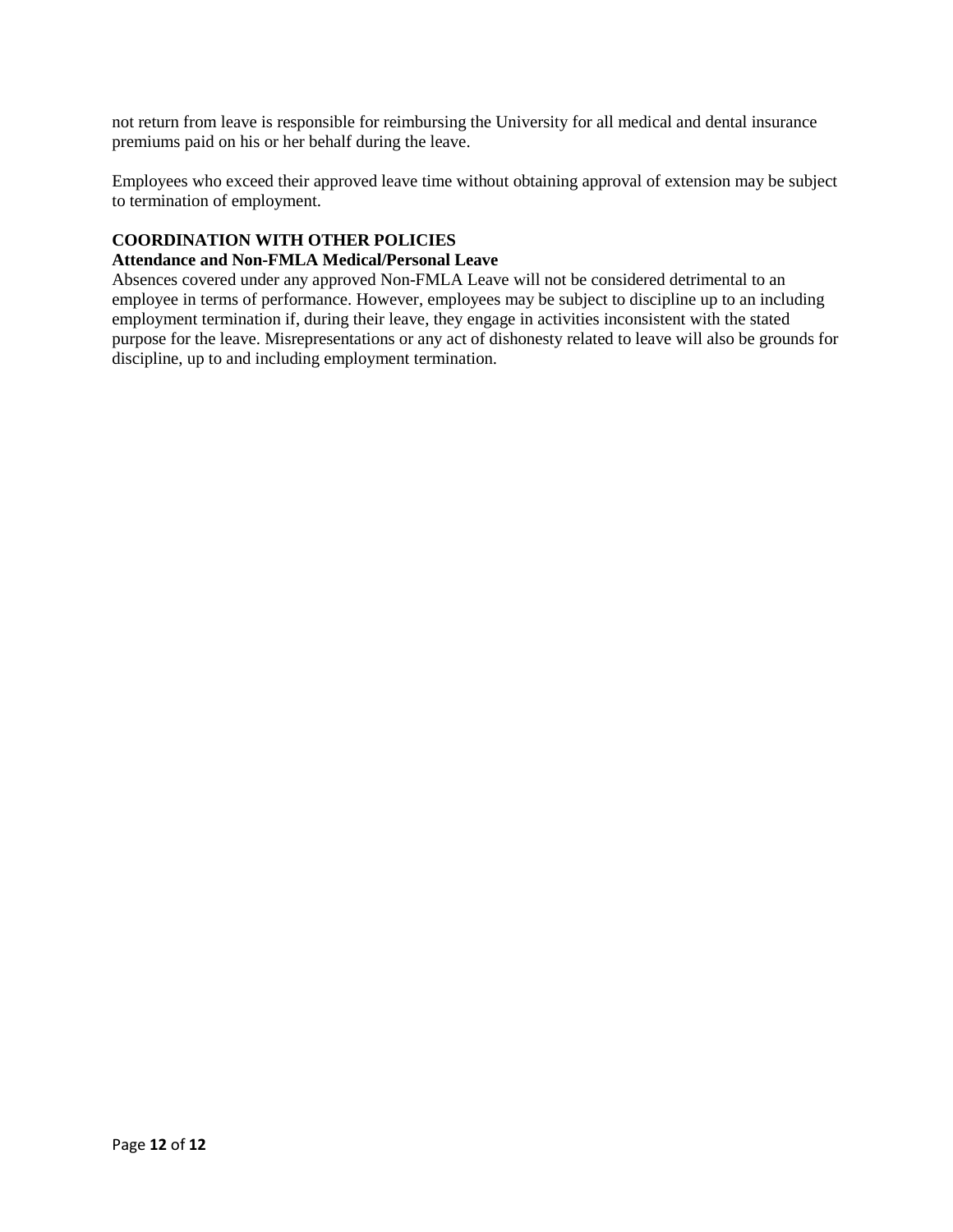not return from leave is responsible for reimbursing the University for all medical and dental insurance premiums paid on his or her behalf during the leave.

Employees who exceed their approved leave time without obtaining approval of extension may be subject to termination of employment.

## COORDINATION WITH OTHER POLICIES

### Attendance and Non-FMLA Medical/Personal Leave

Absences covered under any approved Non-FMLA Leave will not be considered detrimental to an employee in terms of performance. However, employees may be subject to discipline up to an including employment termination if, during their leave, they engage in activities inconsistent with the stated purpose for the leave. Misrepresentations or any act of dishonesty related to leave will also be grounds for discipline, up to and including employment termination.